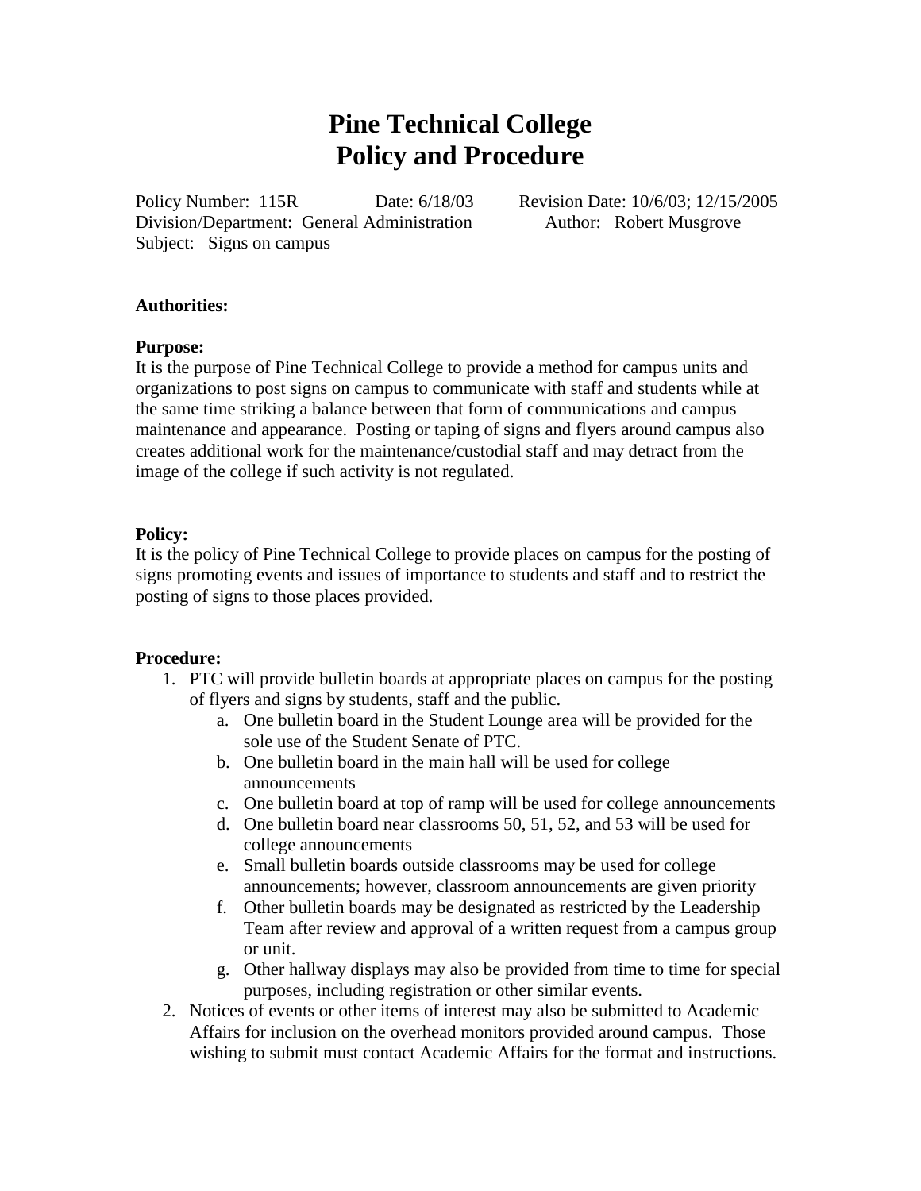# Pine Technical College
# Policy and Procedure

Policy Number: 115R  Date: 6/18/03  Revision Date: 10/6/03; 12/15/2005
Division/Department: General Administration  Author: Robert Musgrove
Subject: Signs on campus

**Authorities:**

**Purpose:**
It is the purpose of Pine Technical College to provide a method for campus units and organizations to post signs on campus to communicate with staff and students while at the same time striking a balance between that form of communications and campus maintenance and appearance. Posting or taping of signs and flyers around campus also creates additional work for the maintenance/custodial staff and may detract from the image of the college if such activity is not regulated.

**Policy:**
It is the policy of Pine Technical College to provide places on campus for the posting of signs promoting events and issues of importance to students and staff and to restrict the posting of signs to those places provided.

**Procedure:**

1. PTC will provide bulletin boards at appropriate places on campus for the posting of flyers and signs by students, staff and the public.
    a. One bulletin board in the Student Lounge area will be provided for the sole use of the Student Senate of PTC.
    b. One bulletin board in the main hall will be used for college announcements
    c. One bulletin board at top of ramp will be used for college announcements
    d. One bulletin board near classrooms 50, 51, 52, and 53 will be used for college announcements
    e. Small bulletin boards outside classrooms may be used for college announcements; however, classroom announcements are given priority
    f. Other bulletin boards may be designated as restricted by the Leadership Team after review and approval of a written request from a campus group or unit.
    g. Other hallway displays may also be provided from time to time for special purposes, including registration or other similar events.
2. Notices of events or other items of interest may also be submitted to Academic Affairs for inclusion on the overhead monitors provided around campus. Those wishing to submit must contact Academic Affairs for the format and instructions.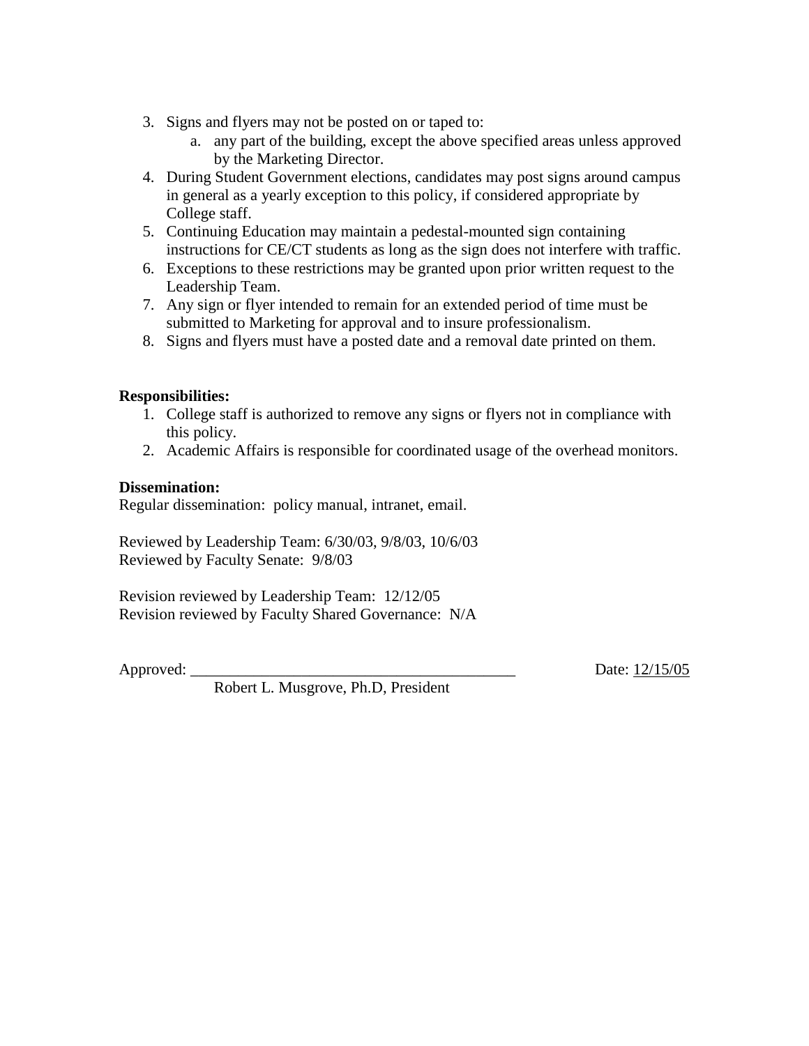3. Signs and flyers may not be posted on or taped to:
    a. any part of the building, except the above specified areas unless approved by the Marketing Director.
4. During Student Government elections, candidates may post signs around campus in general as a yearly exception to this policy, if considered appropriate by College staff.
5. Continuing Education may maintain a pedestal-mounted sign containing instructions for CE/CT students as long as the sign does not interfere with traffic.
6. Exceptions to these restrictions may be granted upon prior written request to the Leadership Team.
7. Any sign or flyer intended to remain for an extended period of time must be submitted to Marketing for approval and to insure professionalism.
8. Signs and flyers must have a posted date and a removal date printed on them.

**Responsibilities:**

1. College staff is authorized to remove any signs or flyers not in compliance with this policy.
2. Academic Affairs is responsible for coordinated usage of the overhead monitors.

**Dissemination:**

Regular dissemination: policy manual, intranet, email.

Reviewed by Leadership Team: 6/30/03, 9/8/03, 10/6/03
Reviewed by Faculty Senate: 9/8/03

Revision reviewed by Leadership Team: 12/12/05
Revision reviewed by Faculty Shared Governance: N/A

Approved: ___________________________________________ Date: 12/15/05
Robert L. Musgrove, Ph.D, President